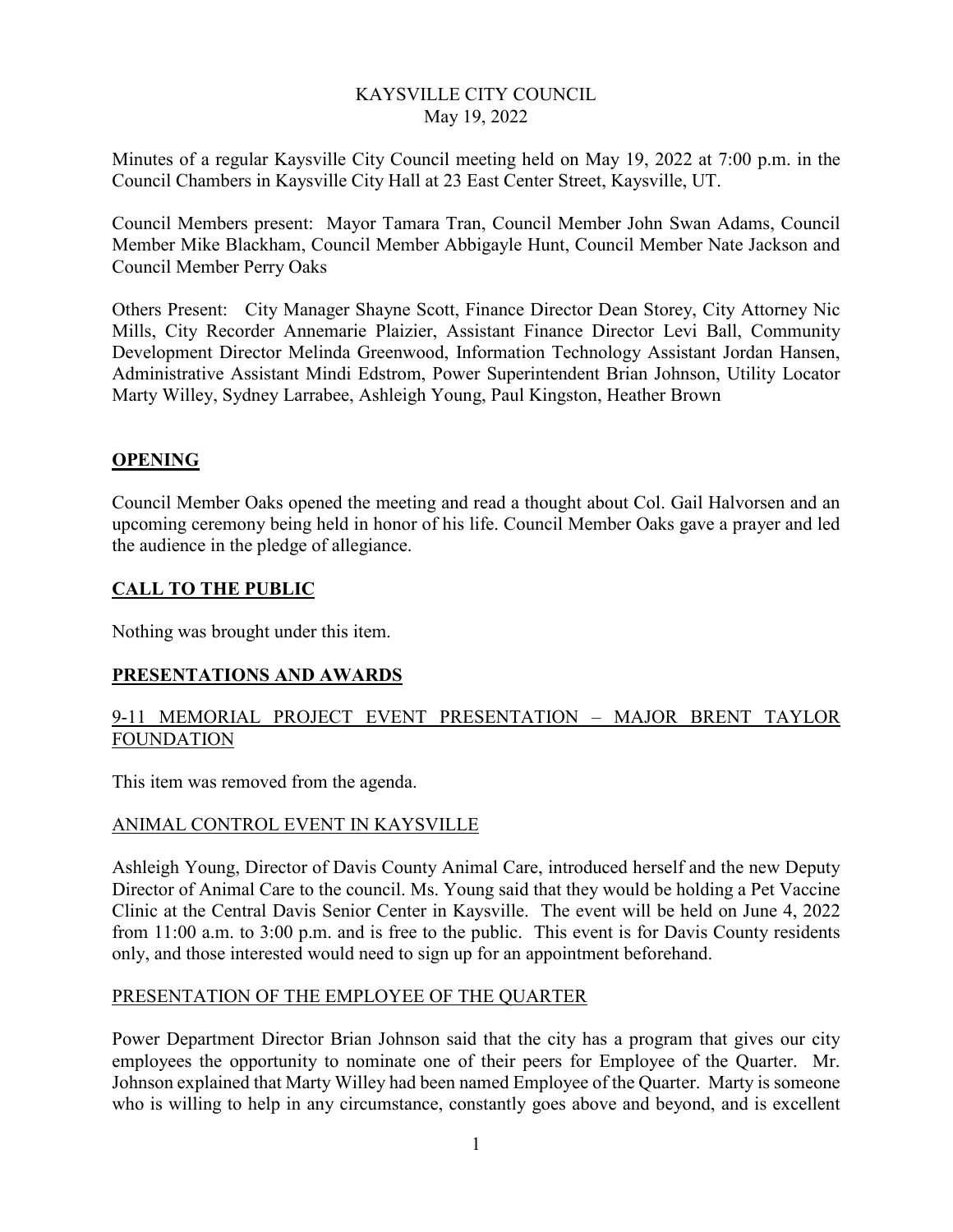# KAYSVILLE CITY COUNCIL
May 19, 2022

Minutes of a regular Kaysville City Council meeting held on May 19, 2022 at 7:00 p.m. in the Council Chambers in Kaysville City Hall at 23 East Center Street, Kaysville, UT.

Council Members present: Mayor Tamara Tran, Council Member John Swan Adams, Council Member Mike Blackham, Council Member Abbigayle Hunt, Council Member Nate Jackson and Council Member Perry Oaks

Others Present: City Manager Shayne Scott, Finance Director Dean Storey, City Attorney Nic Mills, City Recorder Annemarie Plaizier, Assistant Finance Director Levi Ball, Community Development Director Melinda Greenwood, Information Technology Assistant Jordan Hansen, Administrative Assistant Mindi Edstrom, Power Superintendent Brian Johnson, Utility Locator Marty Willey, Sydney Larrabee, Ashleigh Young, Paul Kingston, Heather Brown

## OPENING

Council Member Oaks opened the meeting and read a thought about Col. Gail Halvorsen and an upcoming ceremony being held in honor of his life. Council Member Oaks gave a prayer and led the audience in the pledge of allegiance.

## CALL TO THE PUBLIC

Nothing was brought under this item.

## PRESENTATIONS AND AWARDS

### 9-11 MEMORIAL PROJECT EVENT PRESENTATION – MAJOR BRENT TAYLOR FOUNDATION

This item was removed from the agenda.

### ANIMAL CONTROL EVENT IN KAYSVILLE

Ashleigh Young, Director of Davis County Animal Care, introduced herself and the new Deputy Director of Animal Care to the council. Ms. Young said that they would be holding a Pet Vaccine Clinic at the Central Davis Senior Center in Kaysville. The event will be held on June 4, 2022 from 11:00 a.m. to 3:00 p.m. and is free to the public. This event is for Davis County residents only, and those interested would need to sign up for an appointment beforehand.

### PRESENTATION OF THE EMPLOYEE OF THE QUARTER

Power Department Director Brian Johnson said that the city has a program that gives our city employees the opportunity to nominate one of their peers for Employee of the Quarter. Mr. Johnson explained that Marty Willey had been named Employee of the Quarter. Marty is someone who is willing to help in any circumstance, constantly goes above and beyond, and is excellent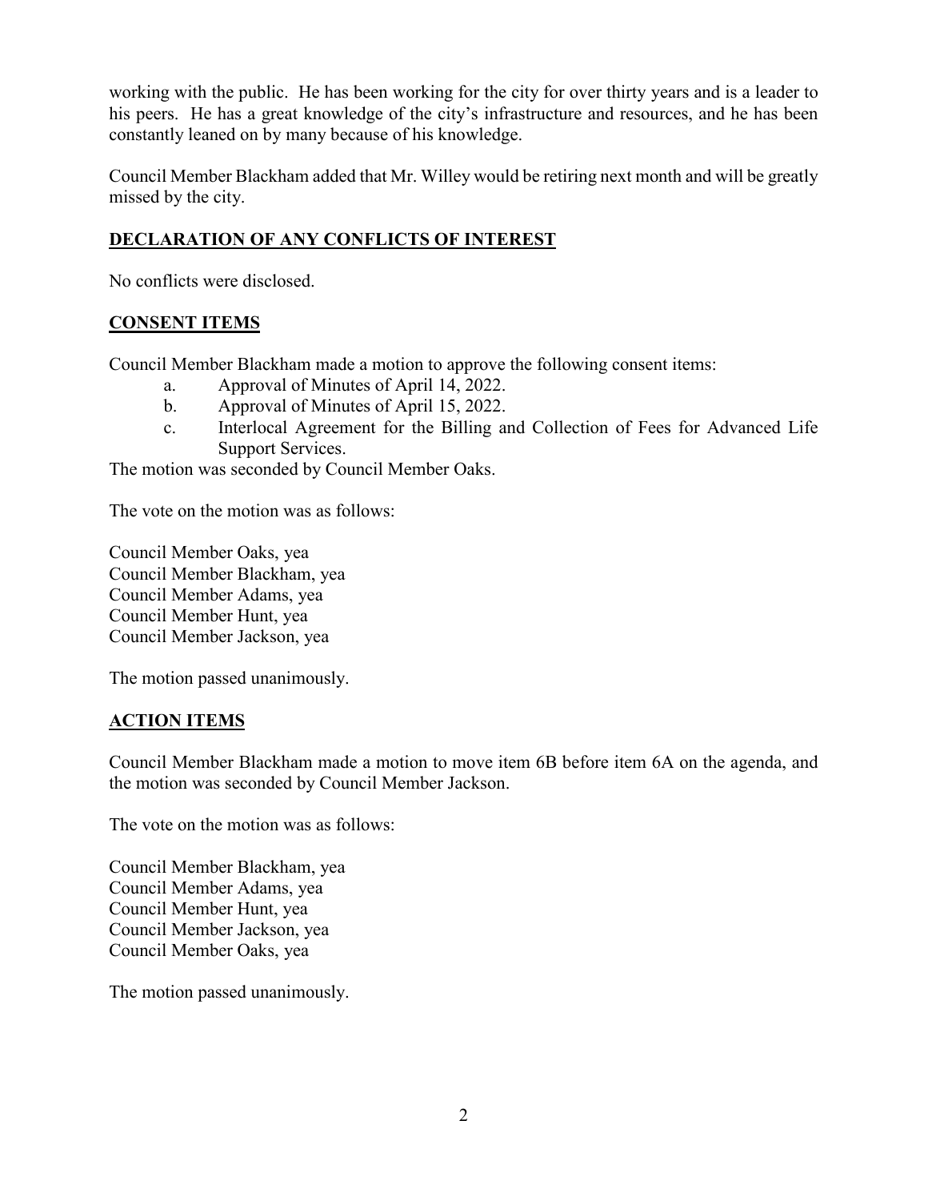working with the public. He has been working for the city for over thirty years and is a leader to his peers. He has a great knowledge of the city's infrastructure and resources, and he has been constantly leaned on by many because of his knowledge.

Council Member Blackham added that Mr. Willey would be retiring next month and will be greatly missed by the city.

## DECLARATION OF ANY CONFLICTS OF INTEREST

No conflicts were disclosed.

## CONSENT ITEMS

Council Member Blackham made a motion to approve the following consent items:

a. Approval of Minutes of April 14, 2022.
b. Approval of Minutes of April 15, 2022.
c. Interlocal Agreement for the Billing and Collection of Fees for Advanced Life Support Services.

The motion was seconded by Council Member Oaks.

The vote on the motion was as follows:

Council Member Oaks, yea
Council Member Blackham, yea
Council Member Adams, yea
Council Member Hunt, yea
Council Member Jackson, yea

The motion passed unanimously.

## ACTION ITEMS

Council Member Blackham made a motion to move item 6B before item 6A on the agenda, and the motion was seconded by Council Member Jackson.

The vote on the motion was as follows:

Council Member Blackham, yea
Council Member Adams, yea
Council Member Hunt, yea
Council Member Jackson, yea
Council Member Oaks, yea

The motion passed unanimously.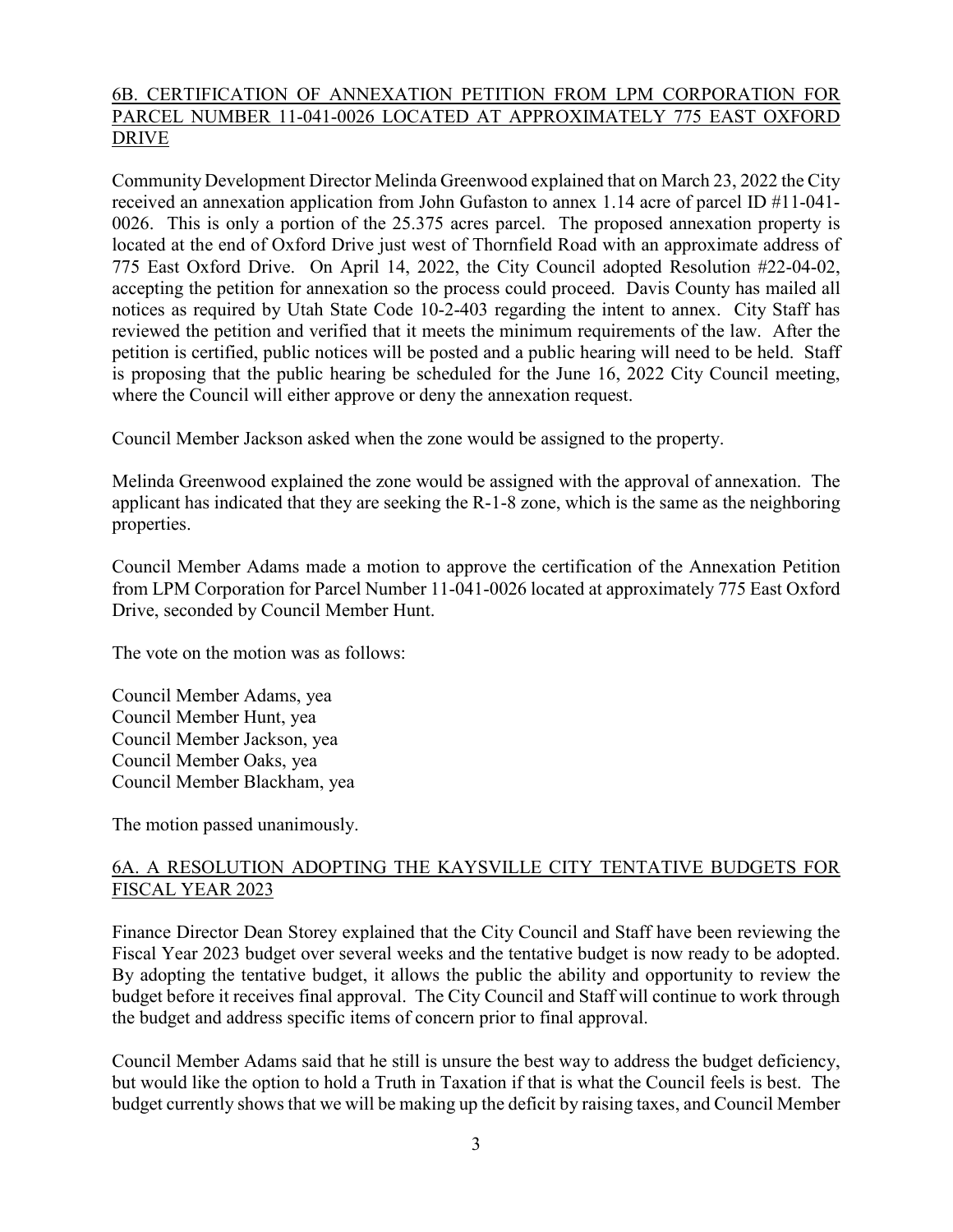## 6B. CERTIFICATION OF ANNEXATION PETITION FROM LPM CORPORATION FOR PARCEL NUMBER 11-041-0026 LOCATED AT APPROXIMATELY 775 EAST OXFORD DRIVE

Community Development Director Melinda Greenwood explained that on March 23, 2022 the City received an annexation application from John Gufaston to annex 1.14 acre of parcel ID #11-041-0026. This is only a portion of the 25.375 acres parcel. The proposed annexation property is located at the end of Oxford Drive just west of Thornfield Road with an approximate address of 775 East Oxford Drive. On April 14, 2022, the City Council adopted Resolution #22-04-02, accepting the petition for annexation so the process could proceed. Davis County has mailed all notices as required by Utah State Code 10-2-403 regarding the intent to annex. City Staff has reviewed the petition and verified that it meets the minimum requirements of the law. After the petition is certified, public notices will be posted and a public hearing will need to be held. Staff is proposing that the public hearing be scheduled for the June 16, 2022 City Council meeting, where the Council will either approve or deny the annexation request.

Council Member Jackson asked when the zone would be assigned to the property.

Melinda Greenwood explained the zone would be assigned with the approval of annexation. The applicant has indicated that they are seeking the R-1-8 zone, which is the same as the neighboring properties.

Council Member Adams made a motion to approve the certification of the Annexation Petition from LPM Corporation for Parcel Number 11-041-0026 located at approximately 775 East Oxford Drive, seconded by Council Member Hunt.

The vote on the motion was as follows:

Council Member Adams, yea
Council Member Hunt, yea
Council Member Jackson, yea
Council Member Oaks, yea
Council Member Blackham, yea

The motion passed unanimously.

## 6A. A RESOLUTION ADOPTING THE KAYSVILLE CITY TENTATIVE BUDGETS FOR FISCAL YEAR 2023

Finance Director Dean Storey explained that the City Council and Staff have been reviewing the Fiscal Year 2023 budget over several weeks and the tentative budget is now ready to be adopted. By adopting the tentative budget, it allows the public the ability and opportunity to review the budget before it receives final approval. The City Council and Staff will continue to work through the budget and address specific items of concern prior to final approval.

Council Member Adams said that he still is unsure the best way to address the budget deficiency, but would like the option to hold a Truth in Taxation if that is what the Council feels is best. The budget currently shows that we will be making up the deficit by raising taxes, and Council Member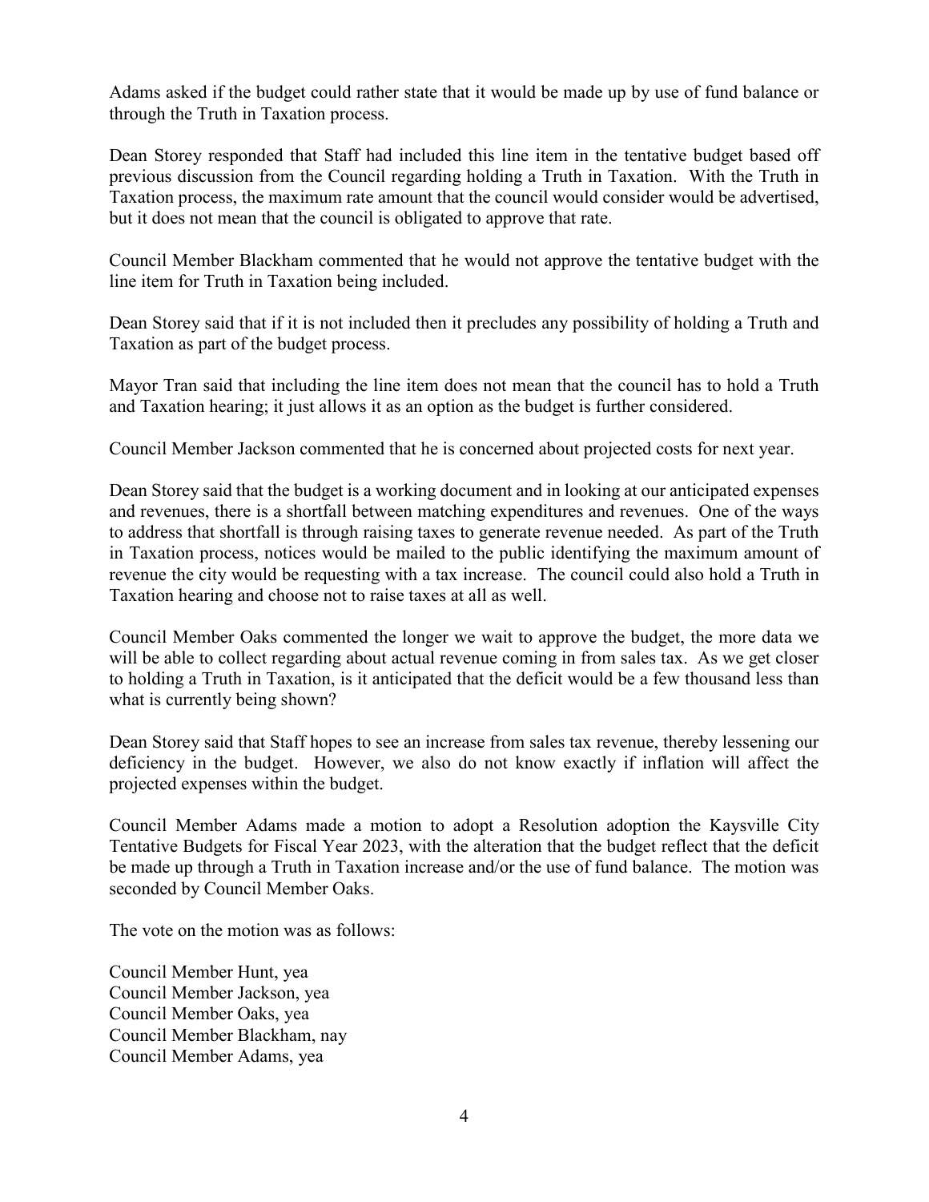Adams asked if the budget could rather state that it would be made up by use of fund balance or through the Truth in Taxation process.

Dean Storey responded that Staff had included this line item in the tentative budget based off previous discussion from the Council regarding holding a Truth in Taxation. With the Truth in Taxation process, the maximum rate amount that the council would consider would be advertised, but it does not mean that the council is obligated to approve that rate.

Council Member Blackham commented that he would not approve the tentative budget with the line item for Truth in Taxation being included.

Dean Storey said that if it is not included then it precludes any possibility of holding a Truth and Taxation as part of the budget process.

Mayor Tran said that including the line item does not mean that the council has to hold a Truth and Taxation hearing; it just allows it as an option as the budget is further considered.

Council Member Jackson commented that he is concerned about projected costs for next year.

Dean Storey said that the budget is a working document and in looking at our anticipated expenses and revenues, there is a shortfall between matching expenditures and revenues. One of the ways to address that shortfall is through raising taxes to generate revenue needed. As part of the Truth in Taxation process, notices would be mailed to the public identifying the maximum amount of revenue the city would be requesting with a tax increase. The council could also hold a Truth in Taxation hearing and choose not to raise taxes at all as well.

Council Member Oaks commented the longer we wait to approve the budget, the more data we will be able to collect regarding about actual revenue coming in from sales tax. As we get closer to holding a Truth in Taxation, is it anticipated that the deficit would be a few thousand less than what is currently being shown?

Dean Storey said that Staff hopes to see an increase from sales tax revenue, thereby lessening our deficiency in the budget. However, we also do not know exactly if inflation will affect the projected expenses within the budget.

Council Member Adams made a motion to adopt a Resolution adoption the Kaysville City Tentative Budgets for Fiscal Year 2023, with the alteration that the budget reflect that the deficit be made up through a Truth in Taxation increase and/or the use of fund balance. The motion was seconded by Council Member Oaks.

The vote on the motion was as follows:

Council Member Hunt, yea
Council Member Jackson, yea
Council Member Oaks, yea
Council Member Blackham, nay
Council Member Adams, yea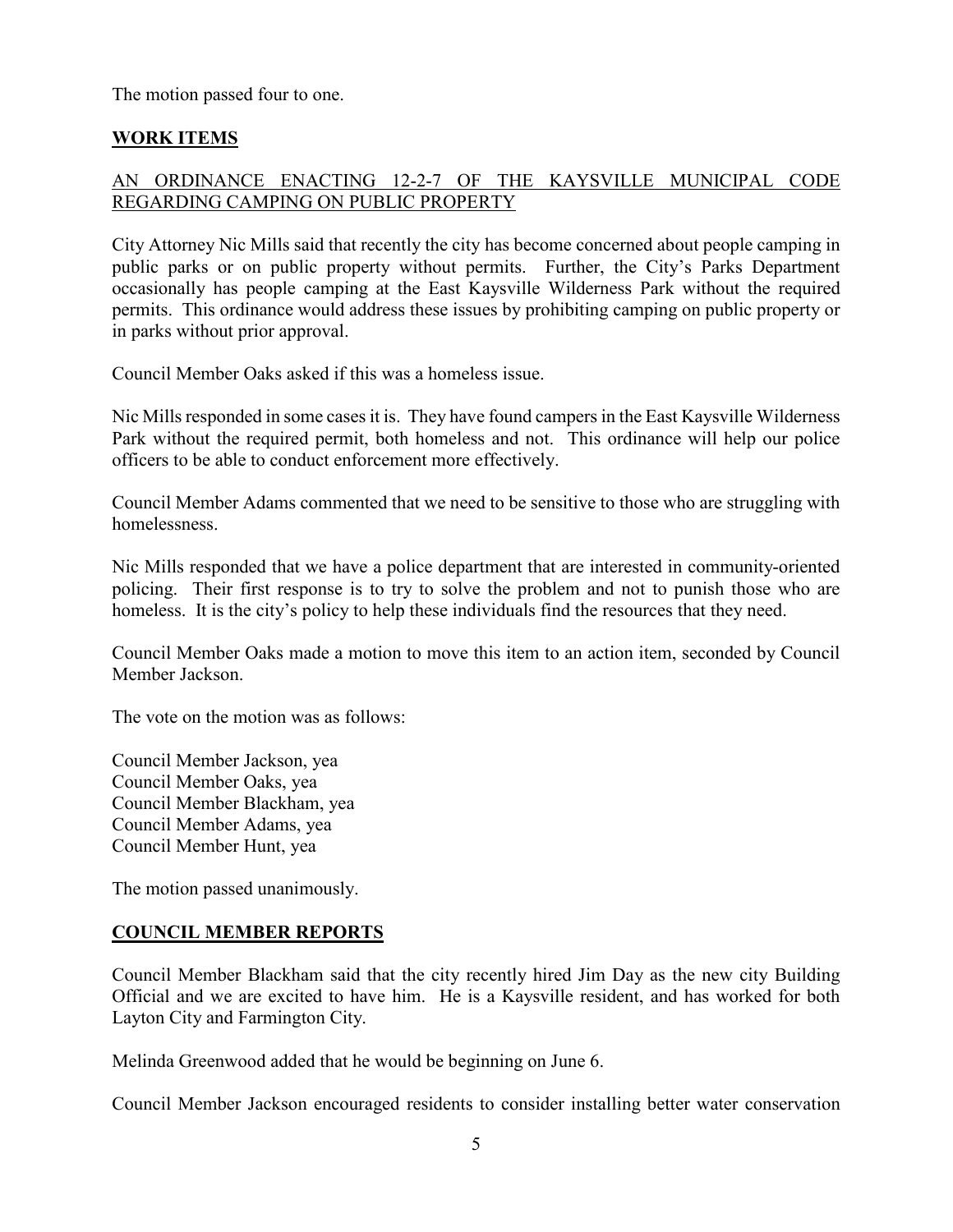The motion passed four to one.

## **WORK ITEMS**

AN ORDINANCE ENACTING 12-2-7 OF THE KAYSVILLE MUNICIPAL CODE REGARDING CAMPING ON PUBLIC PROPERTY

City Attorney Nic Mills said that recently the city has become concerned about people camping in public parks or on public property without permits. Further, the City's Parks Department occasionally has people camping at the East Kaysville Wilderness Park without the required permits. This ordinance would address these issues by prohibiting camping on public property or in parks without prior approval.

Council Member Oaks asked if this was a homeless issue.

Nic Mills responded in some cases it is. They have found campers in the East Kaysville Wilderness Park without the required permit, both homeless and not. This ordinance will help our police officers to be able to conduct enforcement more effectively.

Council Member Adams commented that we need to be sensitive to those who are struggling with homelessness.

Nic Mills responded that we have a police department that are interested in community-oriented policing. Their first response is to try to solve the problem and not to punish those who are homeless. It is the city's policy to help these individuals find the resources that they need.

Council Member Oaks made a motion to move this item to an action item, seconded by Council Member Jackson.

The vote on the motion was as follows:

Council Member Jackson, yea
Council Member Oaks, yea
Council Member Blackham, yea
Council Member Adams, yea
Council Member Hunt, yea

The motion passed unanimously.

## **COUNCIL MEMBER REPORTS**

Council Member Blackham said that the city recently hired Jim Day as the new city Building Official and we are excited to have him. He is a Kaysville resident, and has worked for both Layton City and Farmington City.

Melinda Greenwood added that he would be beginning on June 6.

Council Member Jackson encouraged residents to consider installing better water conservation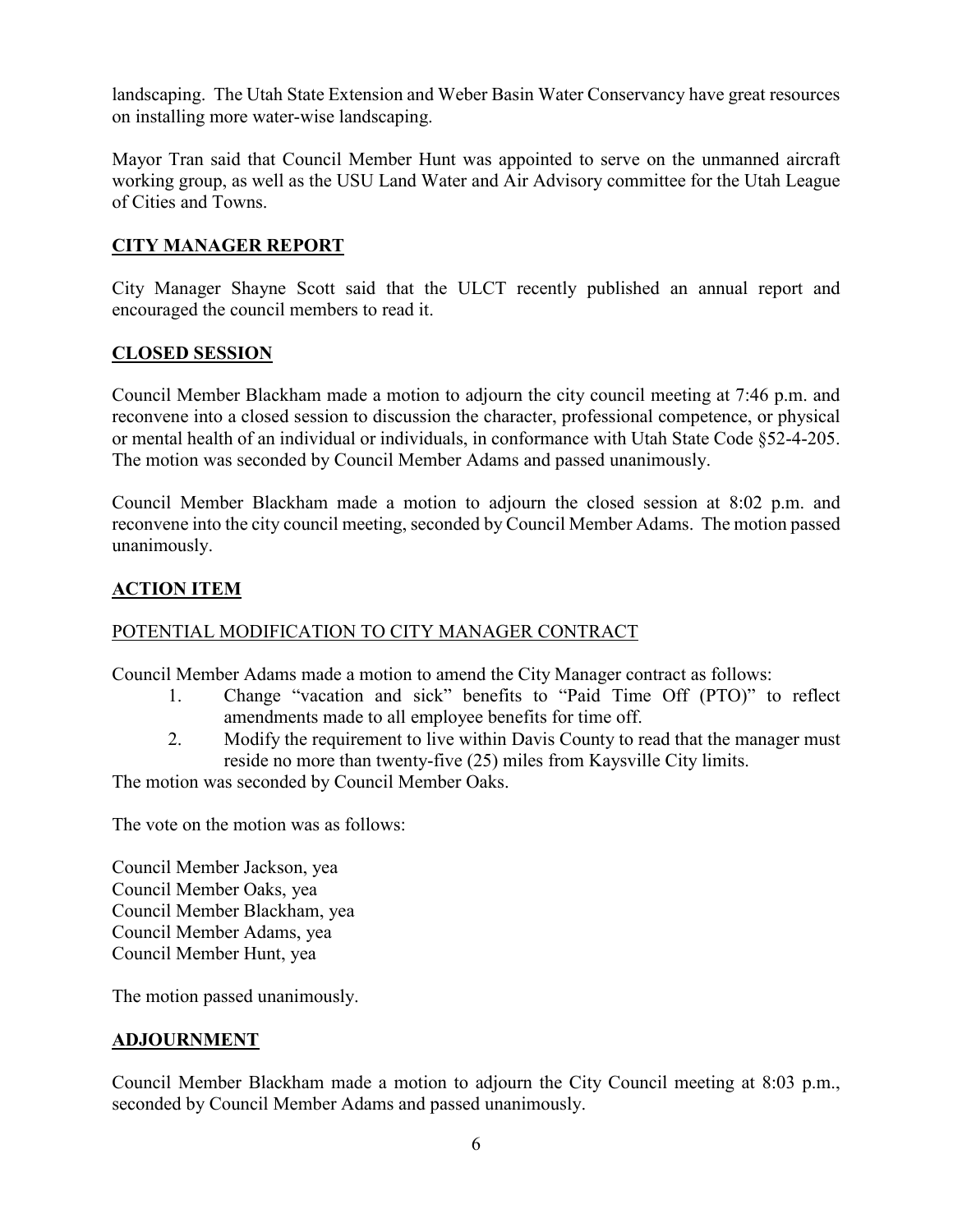landscaping. The Utah State Extension and Weber Basin Water Conservancy have great resources on installing more water-wise landscaping.

Mayor Tran said that Council Member Hunt was appointed to serve on the unmanned aircraft working group, as well as the USU Land Water and Air Advisory committee for the Utah League of Cities and Towns.

## CITY MANAGER REPORT

City Manager Shayne Scott said that the ULCT recently published an annual report and encouraged the council members to read it.

## CLOSED SESSION

Council Member Blackham made a motion to adjourn the city council meeting at 7:46 p.m. and reconvene into a closed session to discussion the character, professional competence, or physical or mental health of an individual or individuals, in conformance with Utah State Code §52-4-205. The motion was seconded by Council Member Adams and passed unanimously.

Council Member Blackham made a motion to adjourn the closed session at 8:02 p.m. and reconvene into the city council meeting, seconded by Council Member Adams. The motion passed unanimously.

## ACTION ITEM

### POTENTIAL MODIFICATION TO CITY MANAGER CONTRACT

Council Member Adams made a motion to amend the City Manager contract as follows:

1. Change "vacation and sick" benefits to "Paid Time Off (PTO)" to reflect amendments made to all employee benefits for time off.
2. Modify the requirement to live within Davis County to read that the manager must reside no more than twenty-five (25) miles from Kaysville City limits.

The motion was seconded by Council Member Oaks.

The vote on the motion was as follows:

Council Member Jackson, yea
Council Member Oaks, yea
Council Member Blackham, yea
Council Member Adams, yea
Council Member Hunt, yea

The motion passed unanimously.

## ADJOURNMENT

Council Member Blackham made a motion to adjourn the City Council meeting at 8:03 p.m., seconded by Council Member Adams and passed unanimously.